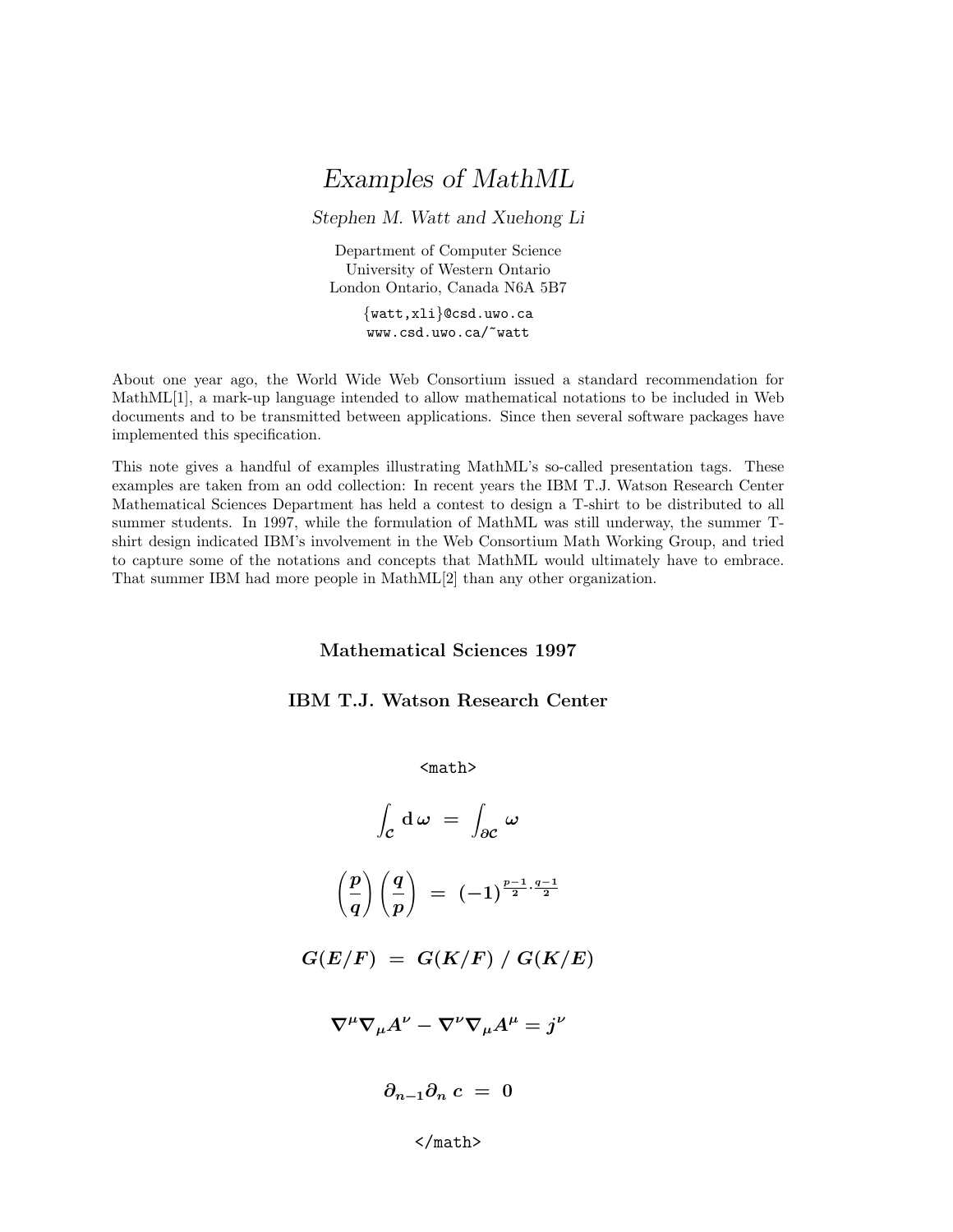# *Examples of MathML*

*Stephen M. Watt and Xuehong Li*

Department of Computer Science
University of Western Ontario
London Ontario, Canada N6A 5B7

`{watt,xli}@csd.uwo.ca`
`www.csd.uwo.ca/~watt`

About one year ago, the World Wide Web Consortium issued a standard recommendation for MathML[1], a mark-up language intended to allow mathematical notations to be included in Web documents and to be transmitted between applications. Since then several software packages have implemented this specification.

This note gives a handful of examples illustrating MathML's so-called presentation tags. These examples are taken from an odd collection: In recent years the IBM T.J. Watson Research Center Mathematical Sciences Department has held a contest to design a T-shirt to be distributed to all summer students. In 1997, while the formulation of MathML was still underway, the summer T-shirt design indicated IBM's involvement in the Web Consortium Math Working Group, and tried to capture some of the notations and concepts that MathML would ultimately have to embrace. That summer IBM had more people in MathML[2] than any other organization.

**Mathematical Sciences 1997**

**IBM T.J. Watson Research Center**

`<math>`

$$\int_{\mathcal{C}} \mathbf{d}\,\boldsymbol{\omega} \;=\; \int_{\partial\mathcal{C}} \boldsymbol{\omega}$$

$$\left(\frac{\boldsymbol{p}}{\boldsymbol{q}}\right)\left(\frac{\boldsymbol{q}}{\boldsymbol{p}}\right) \;=\; (-1)^{\frac{p-1}{2}\cdot\frac{q-1}{2}}$$

$$\boldsymbol{G(E/F)} \;=\; \boldsymbol{G(K/F)} \;/\; \boldsymbol{G(K/E)}$$

$$\boldsymbol{\nabla^{\mu}\nabla_{\mu}A^{\nu} - \nabla^{\nu}\nabla_{\mu}A^{\mu} = j^{\nu}}$$

$$\boldsymbol{\partial_{n-1}\partial_{n}\,c \;=\; 0}$$

`</math>`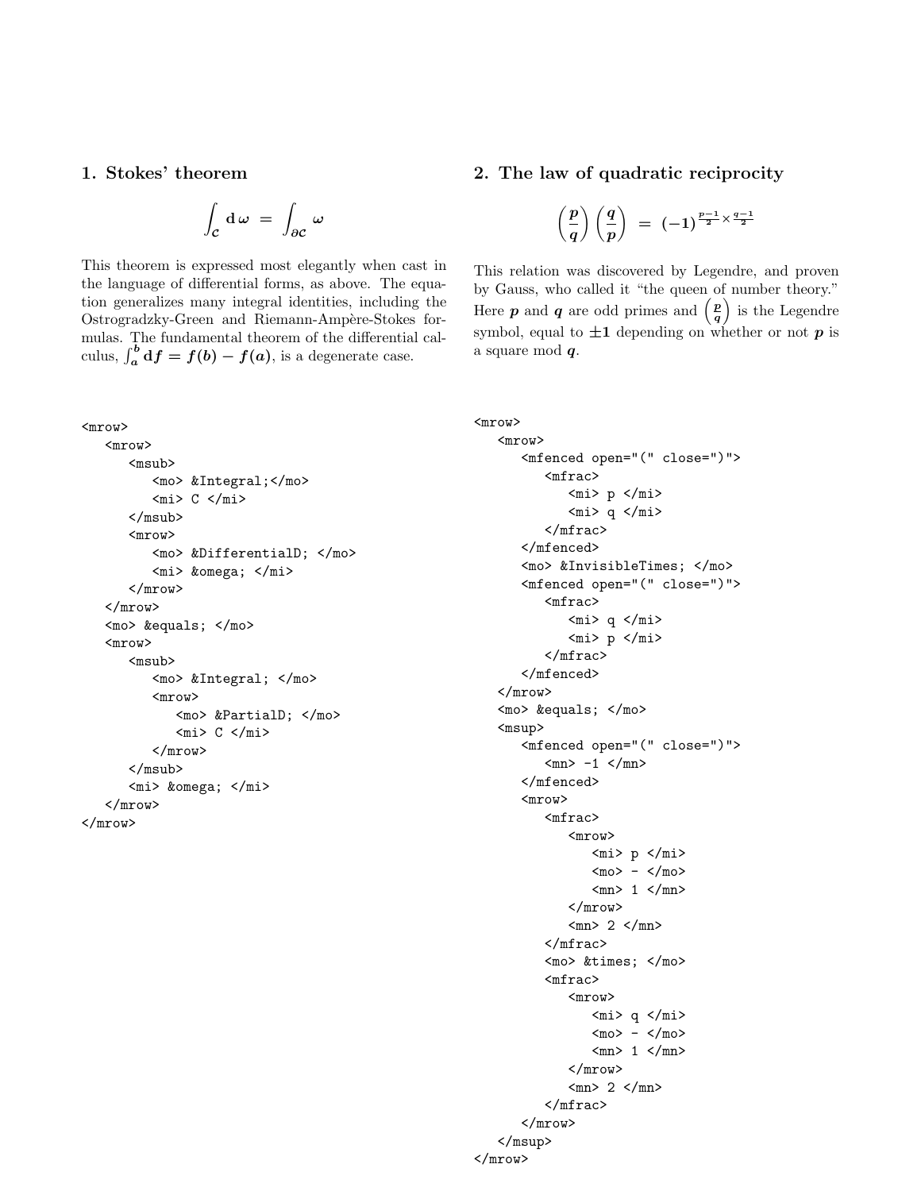## 1. Stokes' theorem

$$\int_{C} \mathrm{d}\,\omega \;=\; \int_{\partial C} \omega$$

This theorem is expressed most elegantly when cast in the language of differential forms, as above. The equation generalizes many integral identities, including the Ostrogradzky-Green and Riemann-Ampère-Stokes formulas. The fundamental theorem of the differential calculus, $\int_a^b \mathrm{d}f = f(b) - f(a)$, is a degenerate case.

```
<mrow>
   <mrow>
      <msub>
         <mo> &Integral;</mo>
         <mi> C </mi>
      </msub>
      <mrow>
         <mo> &DifferentialD; </mo>
         <mi> &omega; </mi>
      </mrow>
   </mrow>
   <mo> &equals; </mo>
   <mrow>
      <msub>
         <mo> &Integral; </mo>
         <mrow>
            <mo> &PartialD; </mo>
            <mi> C </mi>
         </mrow>
      </msub>
      <mi> &omega; </mi>
   </mrow>
</mrow>
```

## 2. The law of quadratic reciprocity

$$\left(\frac{p}{q}\right)\left(\frac{q}{p}\right) \;=\; (-1)^{\frac{p-1}{2}\times\frac{q-1}{2}}$$

This relation was discovered by Legendre, and proven by Gauss, who called it "the queen of number theory." Here $p$ and $q$ are odd primes and $\left(\frac{p}{q}\right)$ is the Legendre symbol, equal to $\pm 1$ depending on whether or not $p$ is a square mod $q$.

```
<mrow>
   <mrow>
      <mfenced open="(" close=")">
         <mfrac>
            <mi> p </mi>
            <mi> q </mi>
         </mfrac>
      </mfenced>
      <mo> &InvisibleTimes; </mo>
      <mfenced open="(" close=")">
         <mfrac>
            <mi> q </mi>
            <mi> p </mi>
         </mfrac>
      </mfenced>
   </mrow>
   <mo> &equals; </mo>
   <msup>
      <mfenced open="(" close=")">
         <mn> -1 </mn>
      </mfenced>
      <mrow>
         <mfrac>
            <mrow>
               <mi> p </mi>
               <mo> - </mo>
               <mn> 1 </mn>
            </mrow>
            <mn> 2 </mn>
         </mfrac>
         <mo> &times; </mo>
         <mfrac>
            <mrow>
               <mi> q </mi>
               <mo> - </mo>
               <mn> 1 </mn>
            </mrow>
            <mn> 2 </mn>
         </mfrac>
      </mrow>
   </msup>
</mrow>
```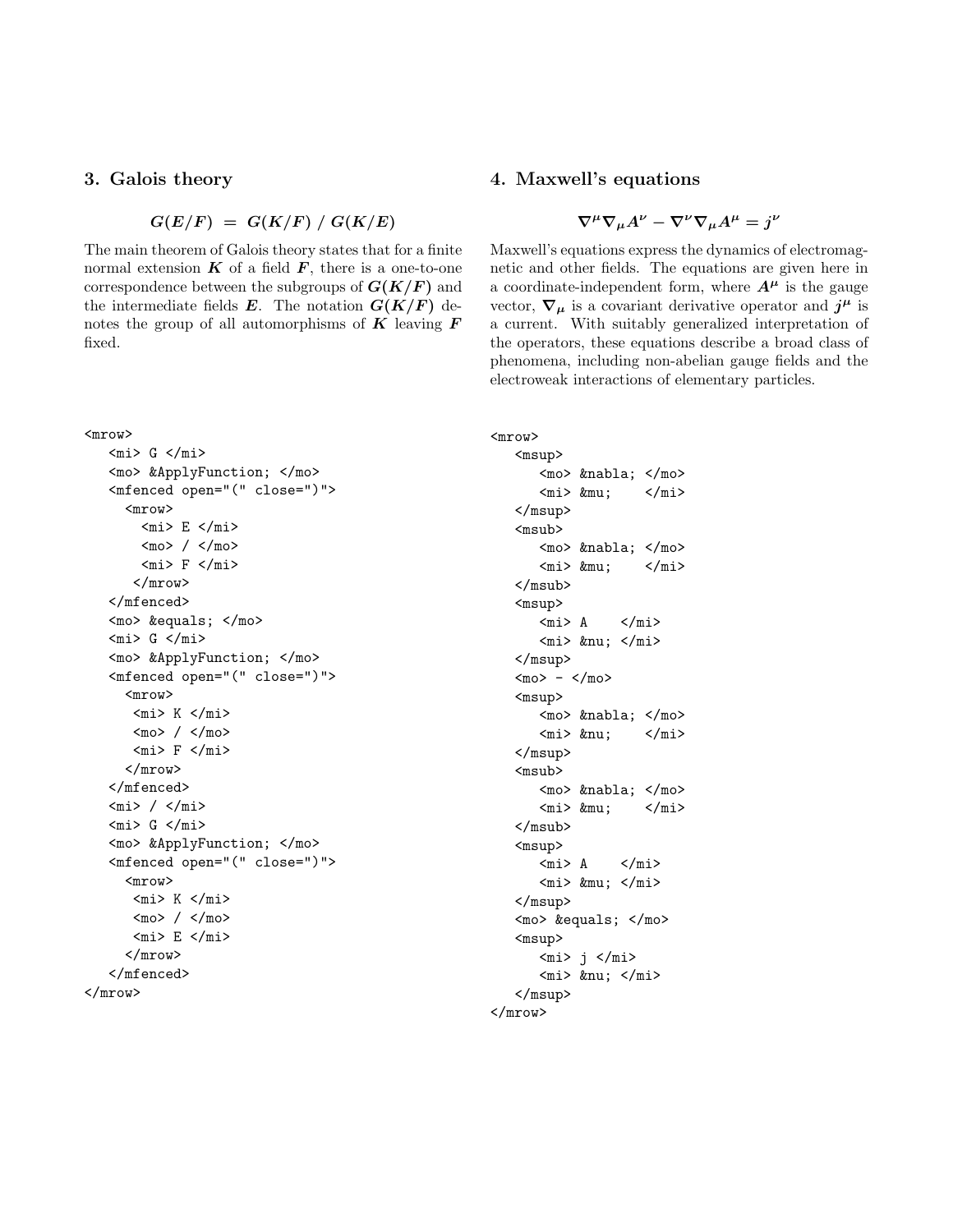## 3. Galois theory

$$G(E/F) \;=\; G(K/F) \;/\; G(K/E)$$

The main theorem of Galois theory states that for a finite normal extension $K$ of a field $F$, there is a one-to-one correspondence between the subgroups of $G(K/F)$ and the intermediate fields $E$. The notation $G(K/F)$ denotes the group of all automorphisms of $K$ leaving $F$ fixed.

```
<mrow>
   <mi> G </mi>
   <mo> &ApplyFunction; </mo>
   <mfenced open="(" close=")">
     <mrow>
       <mi> E </mi>
       <mo> / </mo>
       <mi> F </mi>
      </mrow>
   </mfenced>
   <mo> &equals; </mo>
   <mi> G </mi>
   <mo> &ApplyFunction; </mo>
   <mfenced open="(" close=")">
     <mrow>
      <mi> K </mi>
      <mo> / </mo>
      <mi> F </mi>
     </mrow>
   </mfenced>
   <mi> / </mi>
   <mi> G </mi>
   <mo> &ApplyFunction; </mo>
   <mfenced open="(" close=")">
     <mrow>
      <mi> K </mi>
      <mo> / </mo>
      <mi> E </mi>
     </mrow>
   </mfenced>
</mrow>
```

## 4. Maxwell's equations

$$\nabla^{\mu}\nabla_{\mu}A^{\nu} - \nabla^{\nu}\nabla_{\mu}A^{\mu} = j^{\nu}$$

Maxwell's equations express the dynamics of electromagnetic and other fields. The equations are given here in a coordinate-independent form, where $A^{\mu}$ is the gauge vector, $\nabla_{\mu}$ is a covariant derivative operator and $j^{\mu}$ is a current. With suitably generalized interpretation of the operators, these equations describe a broad class of phenomena, including non-abelian gauge fields and the electroweak interactions of elementary particles.

```
<mrow>
   <msup>
      <mo> &nabla; </mo>
      <mi> &mu;    </mi>
   </msup>
   <msub>
      <mo> &nabla; </mo>
      <mi> &mu;    </mi>
   </msub>
   <msup>
      <mi> A    </mi>
      <mi> &nu; </mi>
   </msup>
   <mo> - </mo>
   <msup>
      <mo> &nabla; </mo>
      <mi> &nu;    </mi>
   </msup>
   <msub>
      <mo> &nabla; </mo>
      <mi> &mu;    </mi>
   </msub>
   <msup>
      <mi> A    </mi>
      <mi> &mu; </mi>
   </msup>
   <mo> &equals; </mo>
   <msup>
      <mi> j </mi>
      <mi> &nu; </mi>
   </msup>
</mrow>
```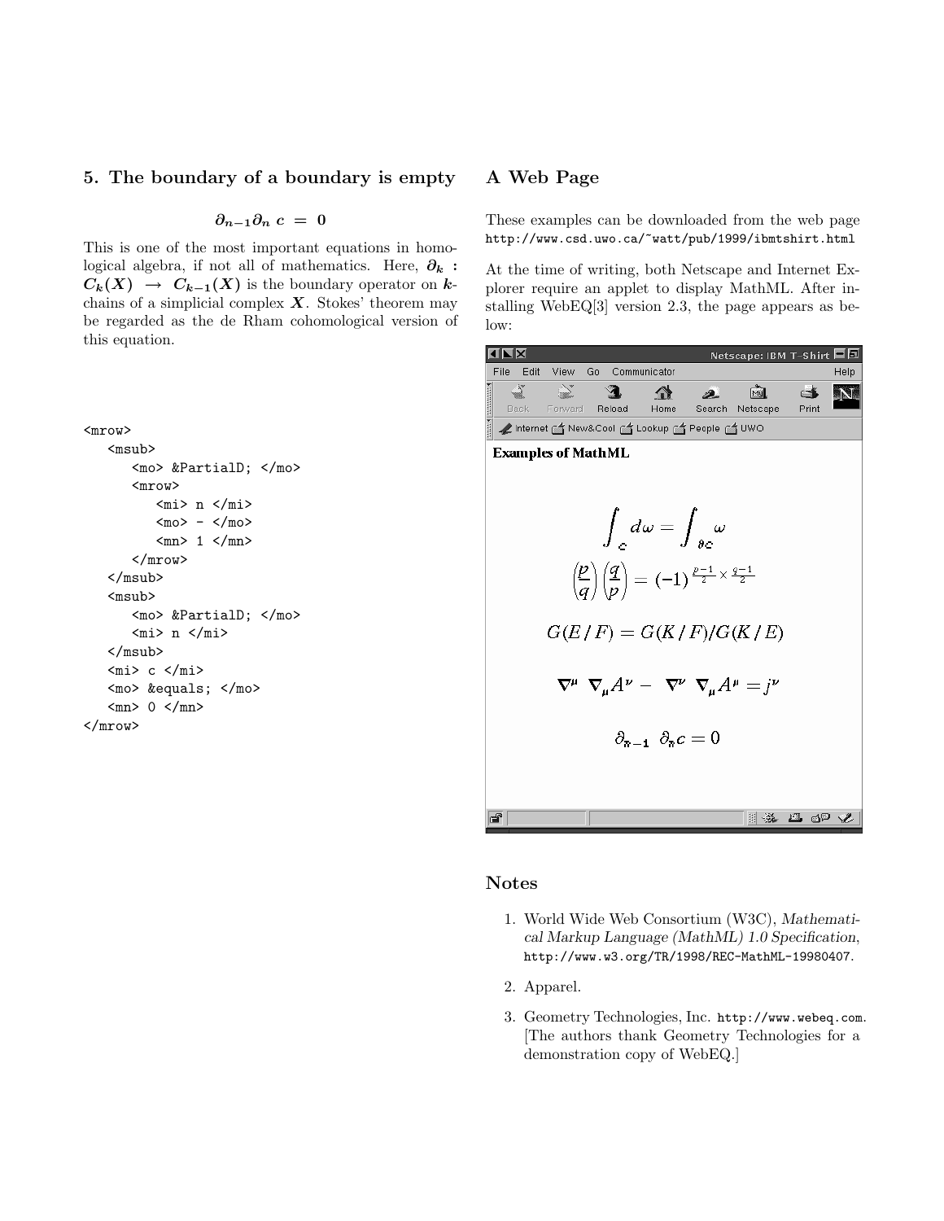## 5. The boundary of a boundary is empty

$$\partial_{n-1}\partial_n\, c \;=\; 0$$

This is one of the most important equations in homological algebra, if not all of mathematics. Here, $\partial_k : C_k(X) \;\to\; C_{k-1}(X)$ is the boundary operator on $k$-chains of a simplicial complex $X$. Stokes' theorem may be regarded as the de Rham cohomological version of this equation.

```
<mrow>
   <msub>
      <mo> &PartialD; </mo>
      <mrow>
         <mi> n </mi>
         <mo> - </mo>
         <mn> 1 </mn>
      </mrow>
   </msub>
   <msub>
      <mo> &PartialD; </mo>
      <mi> n </mi>
   </msub>
   <mi> c </mi>
   <mo> &equals; </mo>
   <mn> 0 </mn>
</mrow>
```

## A Web Page

These examples can be downloaded from the web page `http://www.csd.uwo.ca/~watt/pub/1999/ibmtshirt.html`

At the time of writing, both Netscape and Internet Explorer require an applet to display MathML. After installing WebEQ[3] version 2.3, the page appears as below:

Netscape: IBM T-Shirt

File Edit View Go Communicator Help

Back Forward Reload Home Search Netscape Print

Internet New&Cool Lookup People UWO

**Examples of MathML**

$$\int_c d\omega = \int_{\partial c} \omega$$

$$\left(\frac{p}{q}\right)\left(\frac{q}{p}\right) = (-1)^{\frac{p-1}{2} \times \frac{q-1}{2}}$$

$$G(E\,/\,F) = G(K\,/\,F)/G(K\,/\,E)$$

$$\nabla^{\mu}\ \nabla_{\mu} A^{\nu} -\ \nabla^{\nu}\ \nabla_{\mu} A^{\mu} = j^{\nu}$$

$$\partial_{n-1}\ \partial_n c = 0$$

## Notes

1. World Wide Web Consortium (W3C), *Mathematical Markup Language (MathML) 1.0 Specification*, `http://www.w3.org/TR/1998/REC-MathML-19980407`.

2. Apparel.

3. Geometry Technologies, Inc. `http://www.webeq.com`. [The authors thank Geometry Technologies for a demonstration copy of WebEQ.]